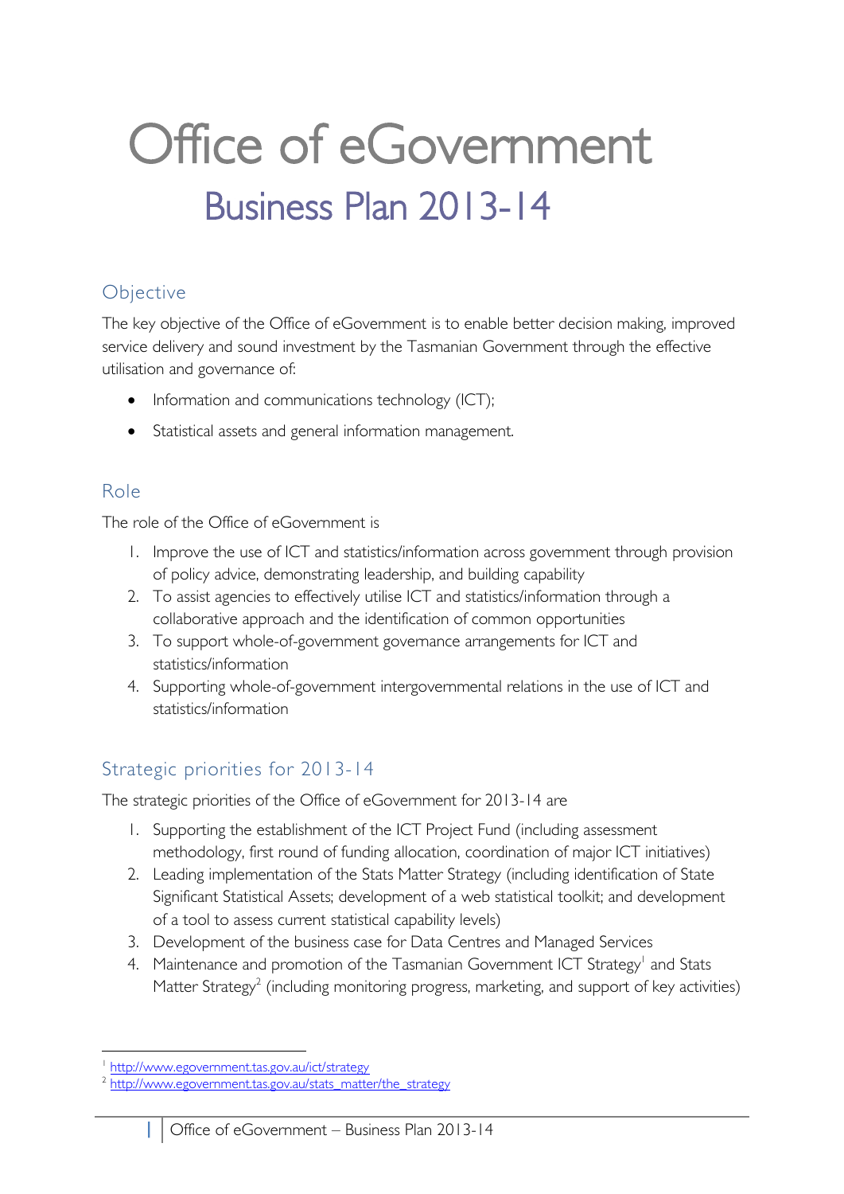# Office of eGovernment

## Business Plan 2013-14

### Objective

The key objective of the Office of eGovernment is to enable better decision making, improved service delivery and sound investment by the Tasmanian Government through the effective utilisation and governance of:

- Information and communications technology (ICT);
- Statistical assets and general information management.

### Role

The role of the Office of eGovernment is

1. Improve the use of ICT and statistics/information across government through provision of policy advice, demonstrating leadership, and building capability
2. To assist agencies to effectively utilise ICT and statistics/information through a collaborative approach and the identification of common opportunities
3. To support whole-of-government governance arrangements for ICT and statistics/information
4. Supporting whole-of-government intergovernmental relations in the use of ICT and statistics/information

### Strategic priorities for 2013-14

The strategic priorities of the Office of eGovernment for 2013-14 are

1. Supporting the establishment of the ICT Project Fund (including assessment methodology, first round of funding allocation, coordination of major ICT initiatives)
2. Leading implementation of the Stats Matter Strategy (including identification of State Significant Statistical Assets; development of a web statistical toolkit; and development of a tool to assess current statistical capability levels)
3. Development of the business case for Data Centres and Managed Services
4. Maintenance and promotion of the Tasmanian Government ICT Strategy[1] and Stats Matter Strategy[2] (including monitoring progress, marketing, and support of key activities)

[1] http://www.egovernment.tas.gov.au/ict/strategy
[2] http://www.egovernment.tas.gov.au/stats_matter/the_strategy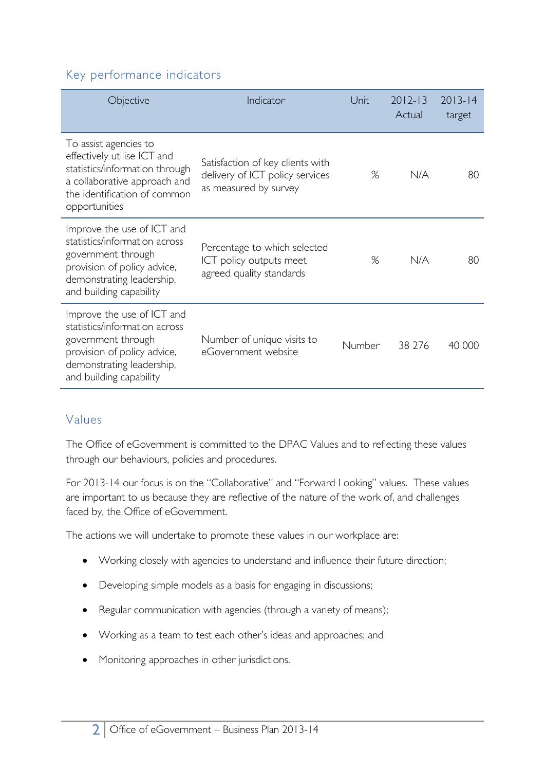## Key performance indicators

| Objective | Indicator | Unit | 2012-13 Actual | 2013-14 target |
|---|---|---|---|---|
| To assist agencies to effectively utilise ICT and statistics/information through a collaborative approach and the identification of common opportunities | Satisfaction of key clients with delivery of ICT policy services as measured by survey | % | N/A | 80 |
| Improve the use of ICT and statistics/information across government through provision of policy advice, demonstrating leadership, and building capability | Percentage to which selected ICT policy outputs meet agreed quality standards | % | N/A | 80 |
| Improve the use of ICT and statistics/information across government through provision of policy advice, demonstrating leadership, and building capability | Number of unique visits to eGovernment website | Number | 38 276 | 40 000 |

## Values

The Office of eGovernment is committed to the DPAC Values and to reflecting these values through our behaviours, policies and procedures.

For 2013-14 our focus is on the "Collaborative" and "Forward Looking" values. These values are important to us because they are reflective of the nature of the work of, and challenges faced by, the Office of eGovernment.

The actions we will undertake to promote these values in our workplace are:

- Working closely with agencies to understand and influence their future direction;
- Developing simple models as a basis for engaging in discussions;
- Regular communication with agencies (through a variety of means);
- Working as a team to test each other's ideas and approaches; and
- Monitoring approaches in other jurisdictions.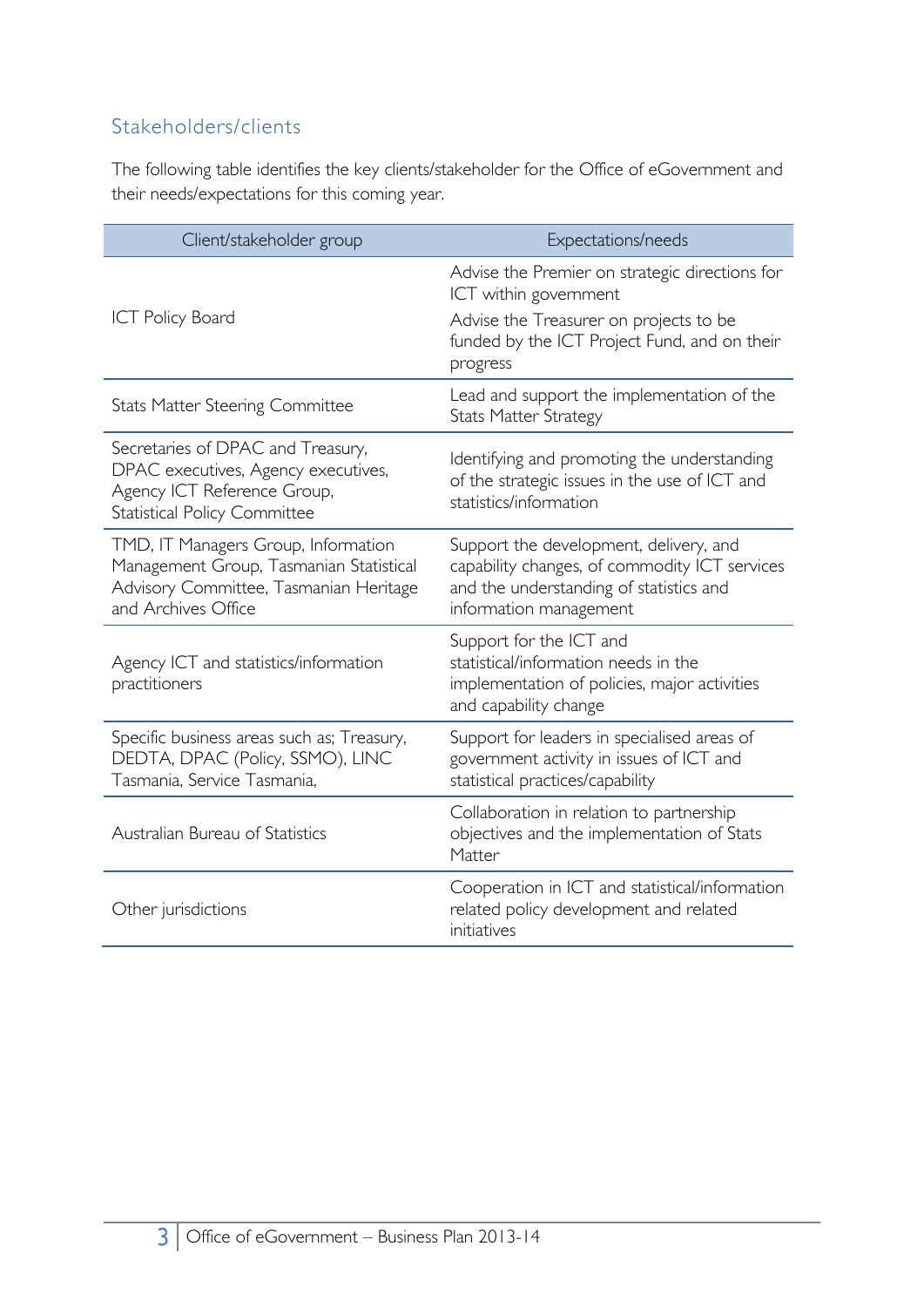## Stakeholders/clients

The following table identifies the key clients/stakeholder for the Office of eGovernment and their needs/expectations for this coming year.

| Client/stakeholder group | Expectations/needs |
|---|---|
| ICT Policy Board | Advise the Premier on strategic directions for ICT within government<br>Advise the Treasurer on projects to be funded by the ICT Project Fund, and on their progress |
| Stats Matter Steering Committee | Lead and support the implementation of the Stats Matter Strategy |
| Secretaries of DPAC and Treasury, DPAC executives, Agency executives, Agency ICT Reference Group, Statistical Policy Committee | Identifying and promoting the understanding of the strategic issues in the use of ICT and statistics/information |
| TMD, IT Managers Group, Information Management Group, Tasmanian Statistical Advisory Committee, Tasmanian Heritage and Archives Office | Support the development, delivery, and capability changes, of commodity ICT services and the understanding of statistics and information management |
| Agency ICT and statistics/information practitioners | Support for the ICT and statistical/information needs in the implementation of policies, major activities and capability change |
| Specific business areas such as; Treasury, DEDTA, DPAC (Policy, SSMO), LINC Tasmania, Service Tasmania, | Support for leaders in specialised areas of government activity in issues of ICT and statistical practices/capability |
| Australian Bureau of Statistics | Collaboration in relation to partnership objectives and the implementation of Stats Matter |
| Other jurisdictions | Cooperation in ICT and statistical/information related policy development and related initiatives |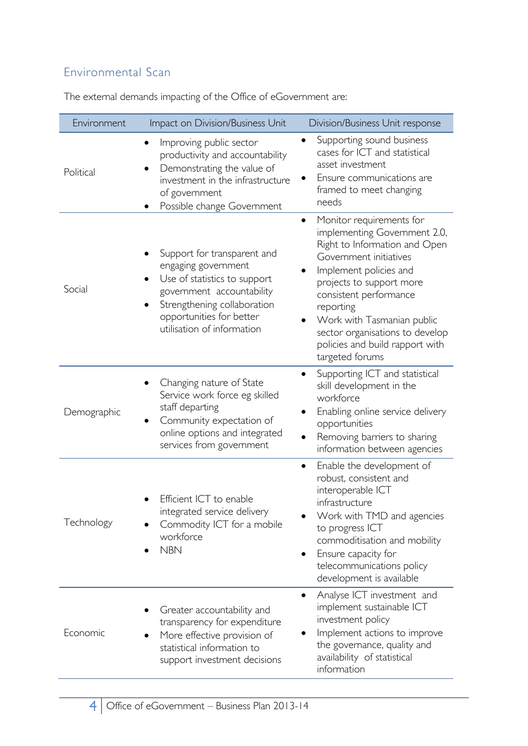## Environmental Scan

The external demands impacting of the Office of eGovernment are:

| Environment | Impact on Division/Business Unit | Division/Business Unit response |
|---|---|---|
| Political | • Improving public sector productivity and accountability<br>• Demonstrating the value of investment in the infrastructure of government<br>• Possible change Government | • Supporting sound business cases for ICT and statistical asset investment<br>• Ensure communications are framed to meet changing needs |
| Social | • Support for transparent and engaging government<br>• Use of statistics to support government accountability<br>• Strengthening collaboration opportunities for better utilisation of information | • Monitor requirements for implementing Government 2.0, Right to Information and Open Government initiatives<br>• Implement policies and projects to support more consistent performance reporting<br>• Work with Tasmanian public sector organisations to develop policies and build rapport with targeted forums |
| Demographic | • Changing nature of State Service work force eg skilled staff departing<br>• Community expectation of online options and integrated services from government | • Supporting ICT and statistical skill development in the workforce<br>• Enabling online service delivery opportunities<br>• Removing barriers to sharing information between agencies |
| Technology | • Efficient ICT to enable integrated service delivery<br>• Commodity ICT for a mobile workforce<br>• NBN | • Enable the development of robust, consistent and interoperable ICT infrastructure<br>• Work with TMD and agencies to progress ICT commoditisation and mobility<br>• Ensure capacity for telecommunications policy development is available |
| Economic | • Greater accountability and transparency for expenditure<br>• More effective provision of statistical information to support investment decisions | • Analyse ICT investment and implement sustainable ICT investment policy<br>• Implement actions to improve the governance, quality and availability of statistical information |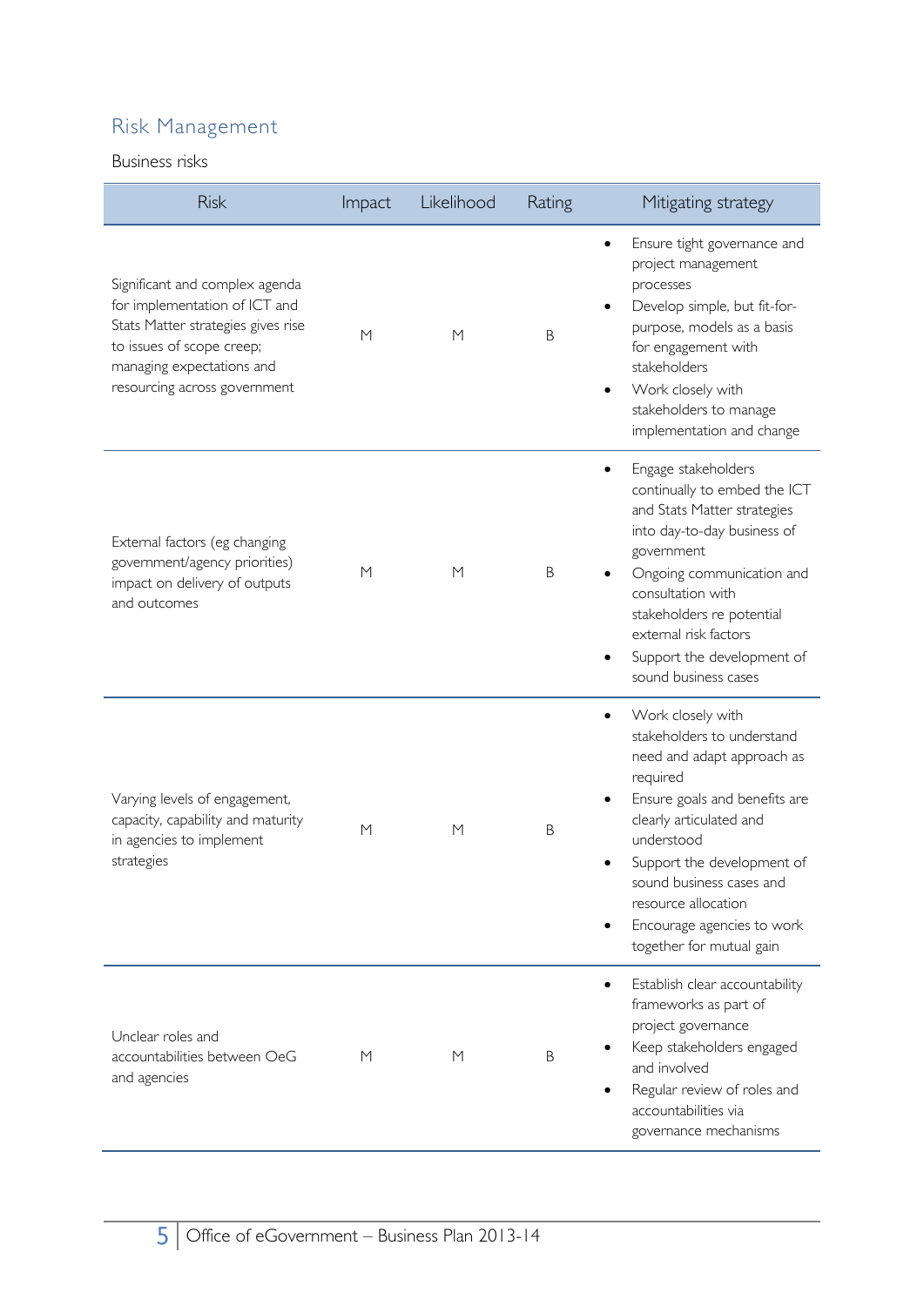## Risk Management

### Business risks

| Risk | Impact | Likelihood | Rating | Mitigating strategy |
| --- | --- | --- | --- | --- |
| Significant and complex agenda for implementation of ICT and Stats Matter strategies gives rise to issues of scope creep; managing expectations and resourcing across government | M | M | B | • Ensure tight governance and project management processes<br>• Develop simple, but fit-for-purpose, models as a basis for engagement with stakeholders<br>• Work closely with stakeholders to manage implementation and change |
| External factors (eg changing government/agency priorities) impact on delivery of outputs and outcomes | M | M | B | • Engage stakeholders continually to embed the ICT and Stats Matter strategies into day-to-day business of government<br>• Ongoing communication and consultation with stakeholders re potential external risk factors<br>• Support the development of sound business cases |
| Varying levels of engagement, capacity, capability and maturity in agencies to implement strategies | M | M | B | • Work closely with stakeholders to understand need and adapt approach as required<br>• Ensure goals and benefits are clearly articulated and understood<br>• Support the development of sound business cases and resource allocation<br>• Encourage agencies to work together for mutual gain |
| Unclear roles and accountabilities between OeG and agencies | M | M | B | • Establish clear accountability frameworks as part of project governance<br>• Keep stakeholders engaged and involved<br>• Regular review of roles and accountabilities via governance mechanisms |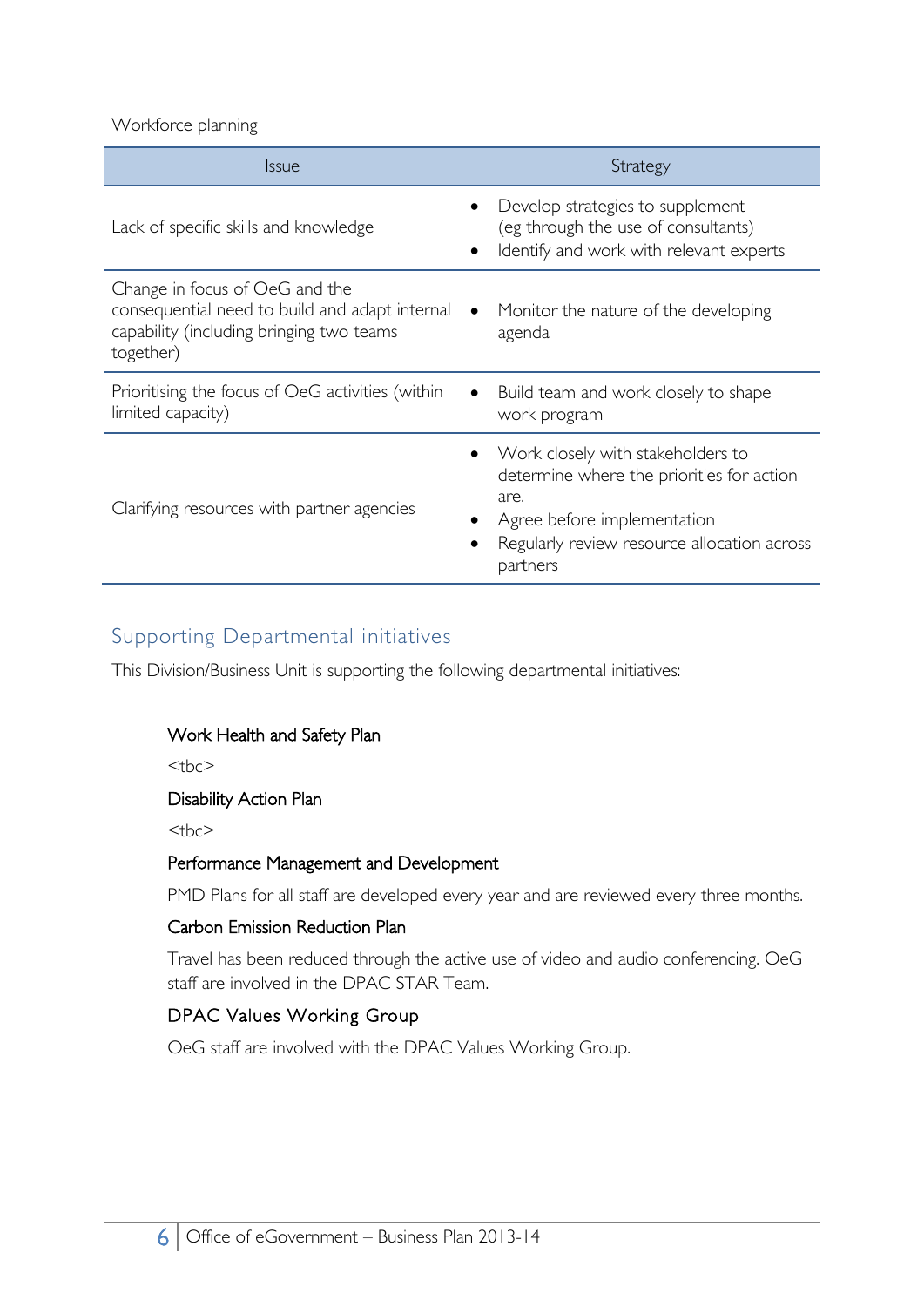Workforce planning

| Issue | Strategy |
|---|---|
| Lack of specific skills and knowledge | • Develop strategies to supplement (eg through the use of consultants)<br>• Identify and work with relevant experts |
| Change in focus of OeG and the consequential need to build and adapt internal capability (including bringing two teams together) | • Monitor the nature of the developing agenda |
| Prioritising the focus of OeG activities (within limited capacity) | • Build team and work closely to shape work program |
| Clarifying resources with partner agencies | • Work closely with stakeholders to determine where the priorities for action are.<br>• Agree before implementation<br>• Regularly review resource allocation across partners |

## Supporting Departmental initiatives

This Division/Business Unit is supporting the following departmental initiatives:

### Work Health and Safety Plan

<tbc>

### Disability Action Plan

<tbc>

### Performance Management and Development

PMD Plans for all staff are developed every year and are reviewed every three months.

### Carbon Emission Reduction Plan

Travel has been reduced through the active use of video and audio conferencing. OeG staff are involved in the DPAC STAR Team.

### DPAC Values Working Group

OeG staff are involved with the DPAC Values Working Group.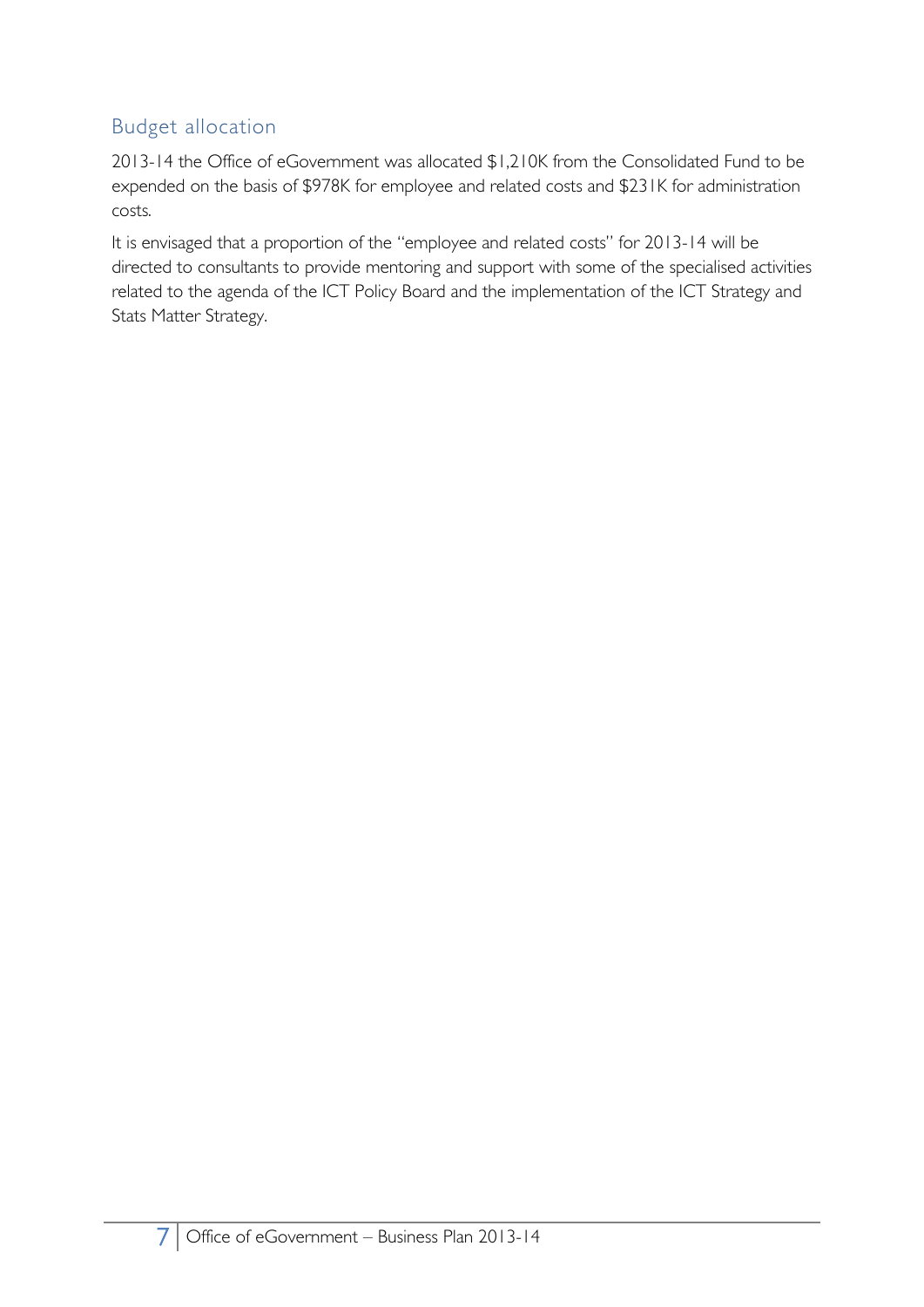## Budget allocation

2013-14 the Office of eGovernment was allocated $1,210K from the Consolidated Fund to be expended on the basis of $978K for employee and related costs and $231K for administration costs.

It is envisaged that a proportion of the "employee and related costs" for 2013-14 will be directed to consultants to provide mentoring and support with some of the specialised activities related to the agenda of the ICT Policy Board and the implementation of the ICT Strategy and Stats Matter Strategy.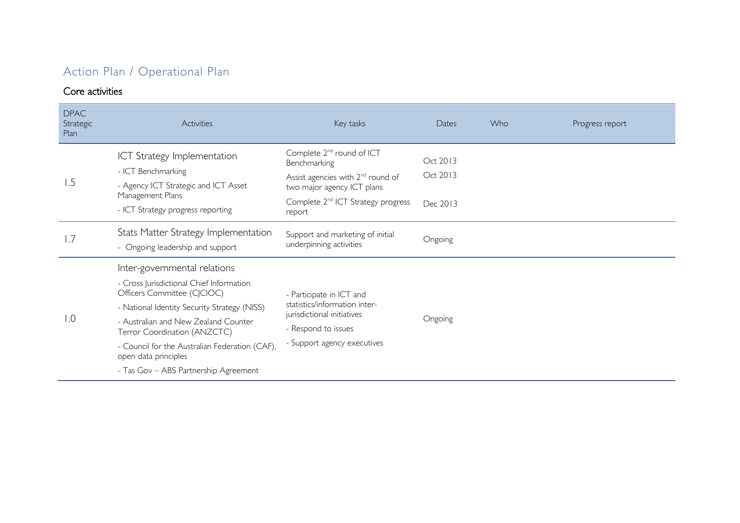## Action Plan / Operational Plan

### Core activities

| DPAC Strategic Plan | Activities | Key tasks | Dates | Who | Progress report |
|---|---|---|---|---|---|
| 1.5 | ICT Strategy Implementation<br>- ICT Benchmarking<br>- Agency ICT Strategic and ICT Asset Management Plans<br>- ICT Strategy progress reporting | Complete 2nd round of ICT Benchmarking<br>Assist agencies with 2nd round of two major agency ICT plans<br>Complete 2nd ICT Strategy progress report | Oct 2013<br>Oct 2013<br>Dec 2013 | | |
| 1.7 | Stats Matter Strategy Implementation<br>- Ongoing leadership and support | Support and marketing of initial underpinning activities | Ongoing | | |
| 1.0 | Inter-governmental relations<br>- Cross Jurisdictional Chief Information Officers Committee (CJCIOC)<br>- National Identity Security Strategy (NISS)<br>- Australian and New Zealand Counter Terror Coordination (ANZCTC)<br>- Council for the Australian Federation (CAF), open data principles<br>- Tas Gov – ABS Partnership Agreement | - Participate in ICT and statistics/information inter-jurisdictional initiatives<br>- Respond to issues<br>- Support agency executives | Ongoing | | |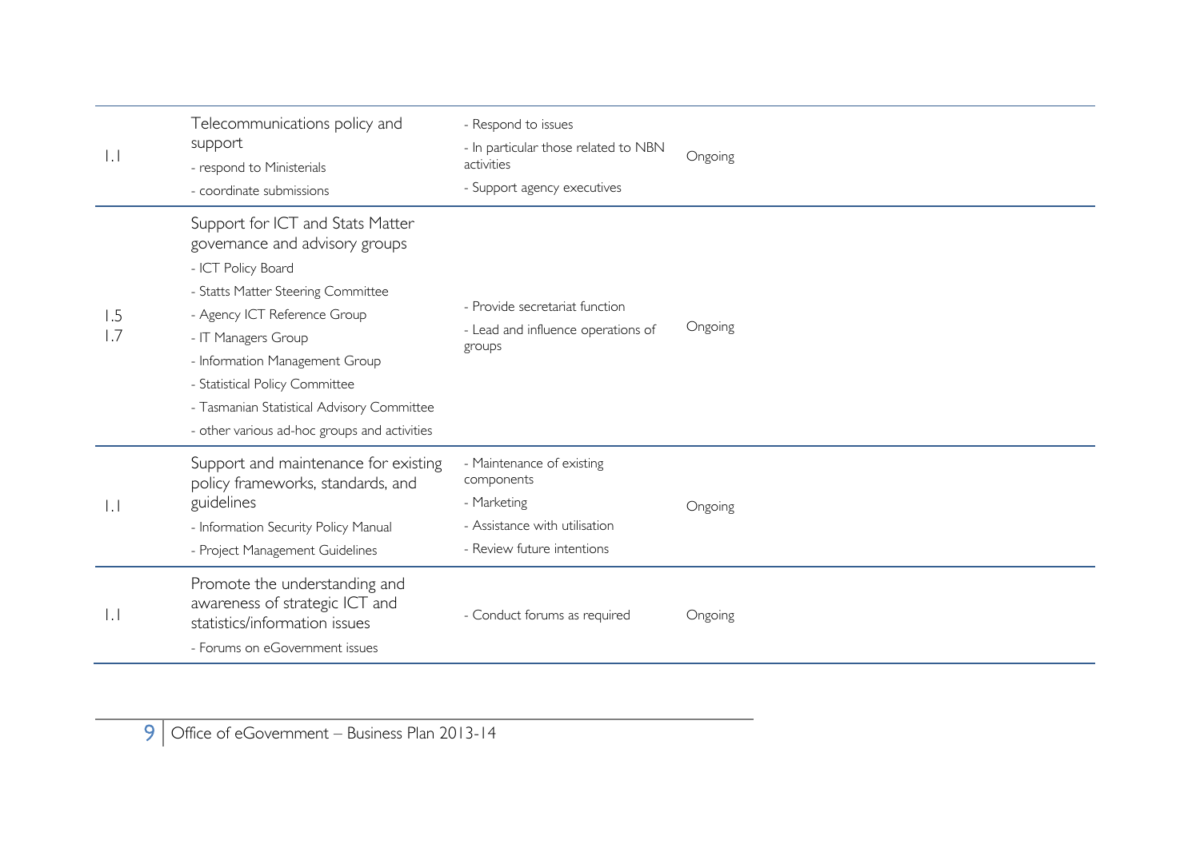| | | | |
|---|---|---|---|
| 1.1 | Telecommunications policy and support<br>- respond to Ministerials<br>- coordinate submissions | - Respond to issues<br>- In particular those related to NBN activities<br>- Support agency executives | Ongoing |
| 1.5<br>1.7 | Support for ICT and Stats Matter governance and advisory groups<br>- ICT Policy Board<br>- Statts Matter Steering Committee<br>- Agency ICT Reference Group<br>- IT Managers Group<br>- Information Management Group<br>- Statistical Policy Committee<br>- Tasmanian Statistical Advisory Committee<br>- other various ad-hoc groups and activities | - Provide secretariat function<br>- Lead and influence operations of groups | Ongoing |
| 1.1 | Support and maintenance for existing policy frameworks, standards, and guidelines<br>- Information Security Policy Manual<br>- Project Management Guidelines | - Maintenance of existing components<br>- Marketing<br>- Assistance with utilisation<br>- Review future intentions | Ongoing |
| 1.1 | Promote the understanding and awareness of strategic ICT and statistics/information issues<br>- Forums on eGovernment issues | - Conduct forums as required | Ongoing |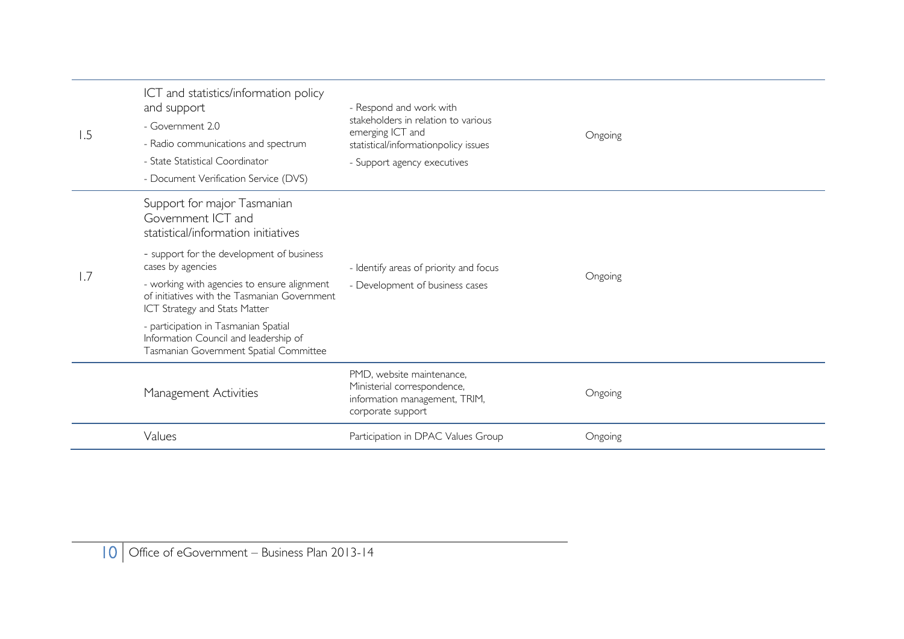| | | | |
|---|---|---|---|
| 1.5 | ICT and statistics/information policy and support<br>- Government 2.0<br>- Radio communications and spectrum<br>- State Statistical Coordinator<br>- Document Verification Service (DVS) | - Respond and work with stakeholders in relation to various emerging ICT and statistical/informationpolicy issues<br>- Support agency executives | Ongoing |
| 1.7 | Support for major Tasmanian Government ICT and statistical/information initiatives<br>- support for the development of business cases by agencies<br>- working with agencies to ensure alignment of initiatives with the Tasmanian Government ICT Strategy and Stats Matter<br>- participation in Tasmanian Spatial Information Council and leadership of Tasmanian Government Spatial Committee | - Identify areas of priority and focus<br>- Development of business cases | Ongoing |
| | Management Activities | PMD, website maintenance, Ministerial correspondence, information management, TRIM, corporate support | Ongoing |
| | Values | Participation in DPAC Values Group | Ongoing |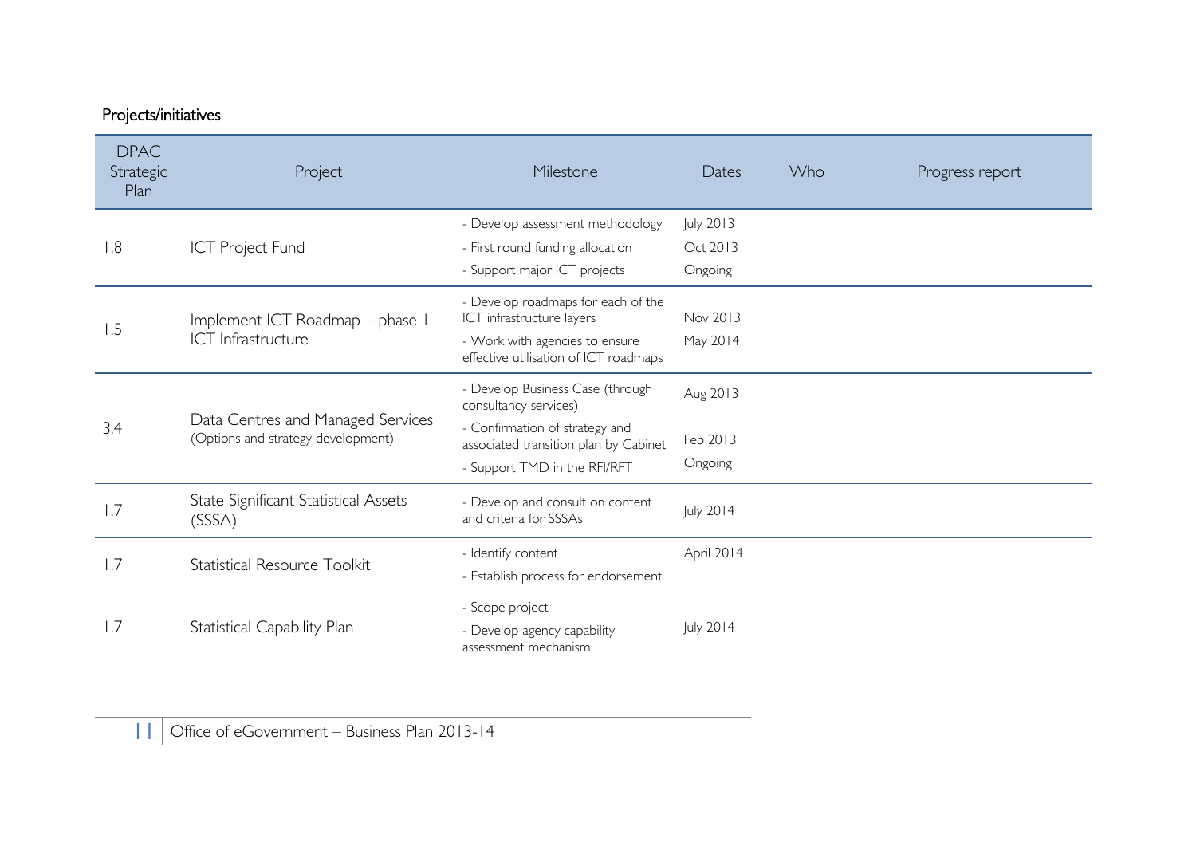Projects/initiatives

| DPAC Strategic Plan | Project | Milestone | Dates | Who | Progress report |
|---|---|---|---|---|---|
| 1.8 | ICT Project Fund | - Develop assessment methodology<br>- First round funding allocation<br>- Support major ICT projects | July 2013<br>Oct 2013<br>Ongoing | | |
| 1.5 | Implement ICT Roadmap – phase 1 – ICT Infrastructure | - Develop roadmaps for each of the ICT infrastructure layers<br>- Work with agencies to ensure effective utilisation of ICT roadmaps | Nov 2013<br>May 2014 | | |
| 3.4 | Data Centres and Managed Services (Options and strategy development) | - Develop Business Case (through consultancy services)<br>- Confirmation of strategy and associated transition plan by Cabinet<br>- Support TMD in the RFI/RFT | Aug 2013<br>Feb 2013<br>Ongoing | | |
| 1.7 | State Significant Statistical Assets (SSSA) | - Develop and consult on content and criteria for SSSAs | July 2014 | | |
| 1.7 | Statistical Resource Toolkit | - Identify content<br>- Establish process for endorsement | April 2014 | | |
| 1.7 | Statistical Capability Plan | - Scope project<br>- Develop agency capability assessment mechanism | July 2014 | | |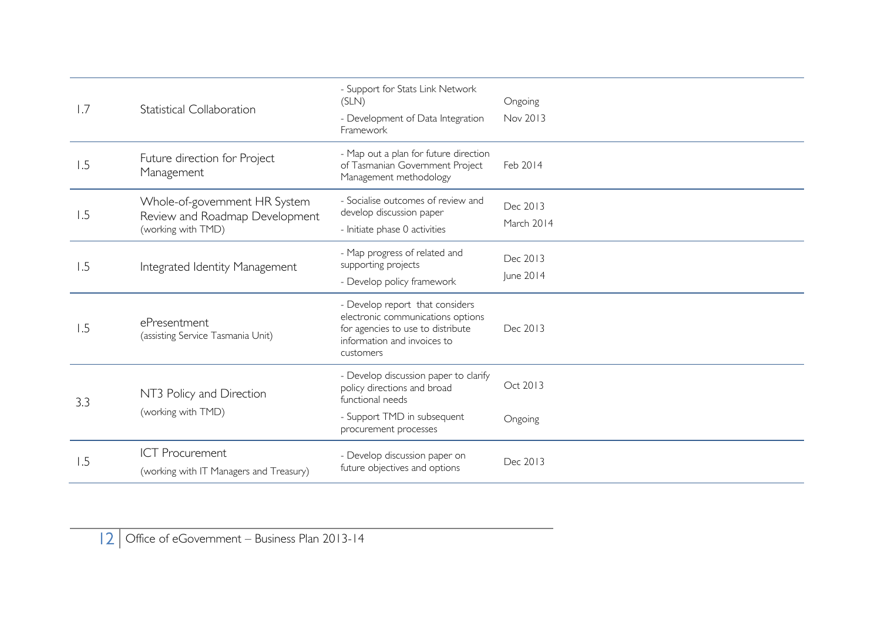| | | | |
|---|---|---|---|
| 1.7 | Statistical Collaboration | - Support for Stats Link Network (SLN)<br>- Development of Data Integration Framework | Ongoing<br>Nov 2013 |
| 1.5 | Future direction for Project Management | - Map out a plan for future direction of Tasmanian Government Project Management methodology | Feb 2014 |
| 1.5 | Whole-of-government HR System Review and Roadmap Development (working with TMD) | - Socialise outcomes of review and develop discussion paper<br>- Initiate phase 0 activities | Dec 2013<br>March 2014 |
| 1.5 | Integrated Identity Management | - Map progress of related and supporting projects<br>- Develop policy framework | Dec 2013<br>June 2014 |
| 1.5 | ePresentment (assisting Service Tasmania Unit) | - Develop report that considers electronic communications options for agencies to use to distribute information and invoices to customers | Dec 2013 |
| 3.3 | NT3 Policy and Direction (working with TMD) | - Develop discussion paper to clarify policy directions and broad functional needs<br>- Support TMD in subsequent procurement processes | Oct 2013<br>Ongoing |
| 1.5 | ICT Procurement (working with IT Managers and Treasury) | - Develop discussion paper on future objectives and options | Dec 2013 |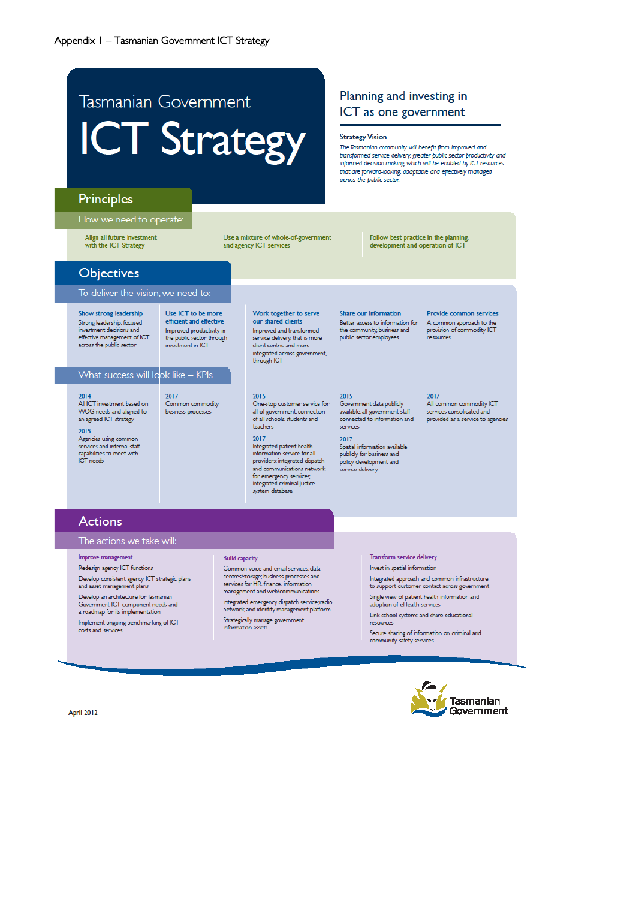Appendix 1 – Tasmanian Government ICT Strategy

# Tasmanian Government ICT Strategy

## Planning and investing in ICT as one government

**Strategy Vision**

*The Tasmanian community will benefit from improved and transformed service delivery, greater public sector productivity and informed decision making which will be enabled by ICT resources that are forward-looking, adaptable and effectively managed across the public sector.*

## Principles

How we need to operate:

- Align all future investment with the ICT Strategy
- Use a mixture of whole-of-government and agency ICT services
- Follow best practice in the planning, development and operation of ICT

## Objectives

To deliver the vision, we need to:

| Show strong leadership | Use ICT to be more efficient and effective | Work together to serve our shared clients | Share our information | Provide common services |
|---|---|---|---|---|
| Strong leadership, focused investment decisions and effective management of ICT across the public sector | Improved productivity in the public sector through investment in ICT | Improved and transformed service delivery, that is more client centric and more integrated across government, through ICT | Better access to information for the community, business and public sector employees | A common approach to the provision of commodity ICT resources |

### What success will look like – KPIs

| Show strong leadership | Use ICT to be more efficient and effective | Work together to serve our shared clients | Share our information | Provide common services |
|---|---|---|---|---|
| **2014** All ICT investment based on WOG needs and aligned to an agreed ICT strategy<br>**2015** Agencies using common services and internal staff capabilities to meet with ICT needs | **2017** Common commodity business processes | **2015** One-stop customer service for all of government; connection of all schools, students and teachers<br>**2017** Integrated patient health information service for all providers, integrated dispatch and communications network for emergency services; integrated criminal justice system database | **2015** Government data publicly available; all government staff connected to information and services<br>**2017** Spatial information available publicly for business and policy development and service delivery | **2017** All common commodity ICT services consolidated and provided as a service to agencies |

## Actions

The actions we take will:

**Improve management**

- Redesign agency ICT functions
- Develop consistent agency ICT strategic plans and asset management plans
- Develop an architecture for Tasmanian Government ICT component needs and a roadmap for its implementation
- Implement ongoing benchmarking of ICT costs and services

**Build capacity**

- Common voice and email services; data centres/storage; business processes and services for HR, finance, information management and web/communications
- Integrated emergency dispatch service; radio network and identity management platform
- Strategically manage government information assets

**Transform service delivery**

- Invest in spatial information
- Integrated approach and common infrastructure to support customer contact across government
- Single view of patient health information and adoption of eHealth services
- Link school systems and share educational resources
- Secure sharing of information on criminal and community safety services

April 2012

Tasmanian Government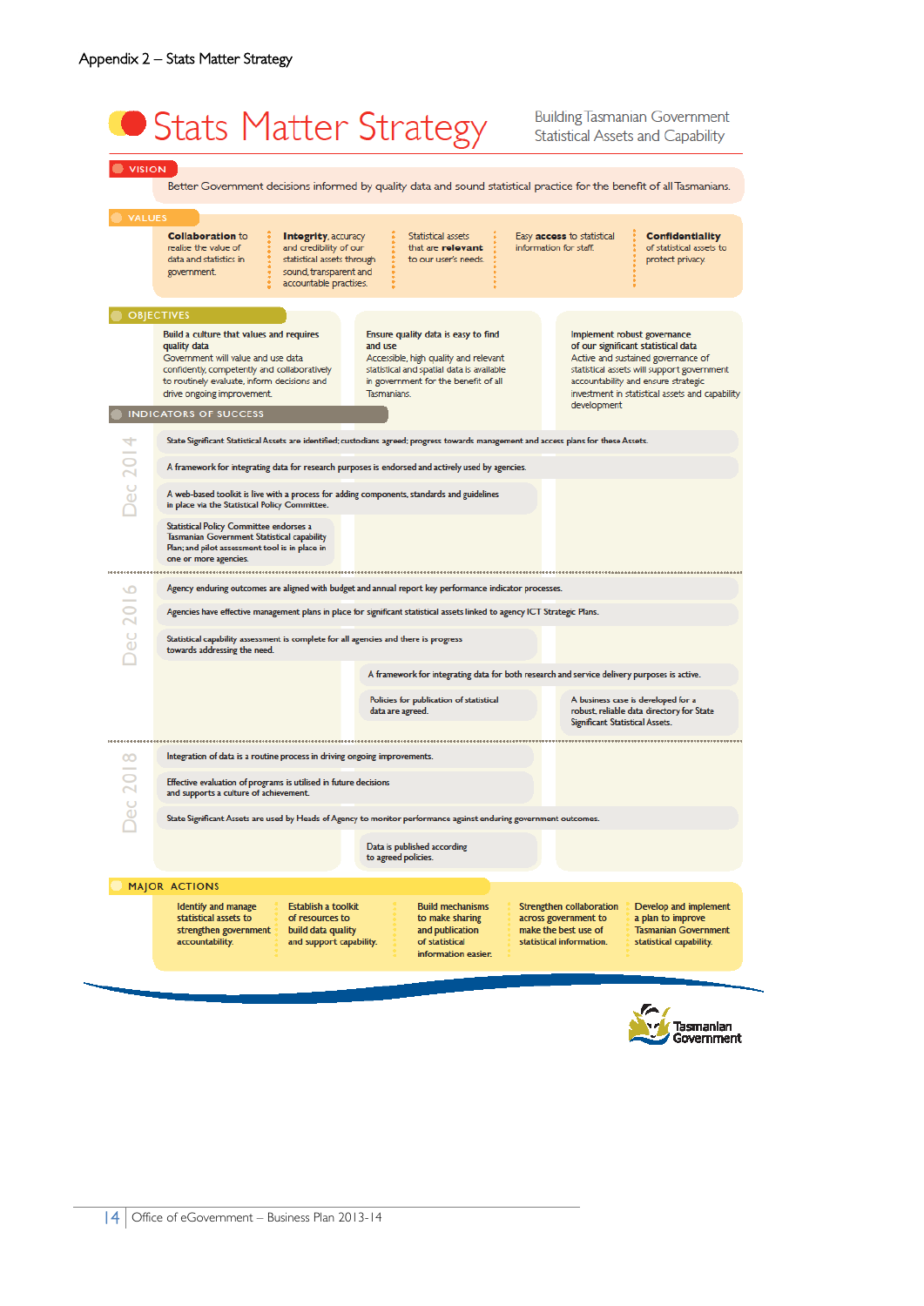Appendix 2 – Stats Matter Strategy

# Stats Matter Strategy

Building Tasmanian Government Statistical Assets and Capability

## VISION

Better Government decisions informed by quality data and sound statistical practice for the benefit of all Tasmanians.

## VALUES

- **Collaboration** to realise the value of data and statistics in government.
- **Integrity**, accuracy and credibility of our statistical assets through sound, transparent and accountable practises.
- Statistical assets that are **relevant** to our user's needs.
- Easy **access** to statistical information for staff.
- **Confidentiality** of statistical assets to protect privacy.

## OBJECTIVES

**Build a culture that values and requires quality data**
Government will value and use data confidently, competently and collaboratively to routinely evaluate, inform decisions and drive ongoing improvement.

**Ensure quality data is easy to find and use**
Accessible, high quality and relevant statistical and spatial data is available in government for the benefit of all Tasmanians.

**Implement robust governance of our significant statistical data**
Active and sustained governance of statistical assets will support government accountability and ensure strategic investment in statistical assets and capability development

## INDICATORS OF SUCCESS

### Dec 2014

- State Significant Statistical Assets are identified; custodians agreed; progress towards management and access plans for these Assets.
- A framework for integrating data for research purposes is endorsed and actively used by agencies.
- A web-based toolkit is live with a process for adding components, standards and guidelines in place via the Statistical Policy Committee.
- Statistical Policy Committee endorses a Tasmanian Government Statistical capability Plan; and pilot assessment tool is in place in one or more agencies.

### Dec 2016

- Agency enduring outcomes are aligned with budget and annual report key performance indicator processes.
- Agencies have effective management plans in place for significant statistical assets linked to agency ICT Strategic Plans.
- Statistical capability assessment is complete for all agencies and there is progress towards addressing the need.
- A framework for integrating data for both research and service delivery purposes is active.
- Policies for publication of statistical data are agreed.
- A business case is developed for a robust, reliable data directory for State Significant Statistical Assets.

### Dec 2018

- Integration of data is a routine process in driving ongoing improvements.
- Effective evaluation of programs is utilised in future decisions and supports a culture of achievement.
- State Significant Assets are used by Heads of Agency to monitor performance against enduring government outcomes.
- Data is published according to agreed policies.

## MAJOR ACTIONS

- Identify and manage statistical assets to strengthen government accountability.
- Establish a toolkit of resources to build data quality and support capability.
- Build mechanisms to make sharing and publication of statistical information easier.
- Strengthen collaboration across government to make the best use of statistical information.
- Develop and implement a plan to improve Tasmanian Government statistical capability.

Tasmanian Government

Office of eGovernment – Business Plan 2013-14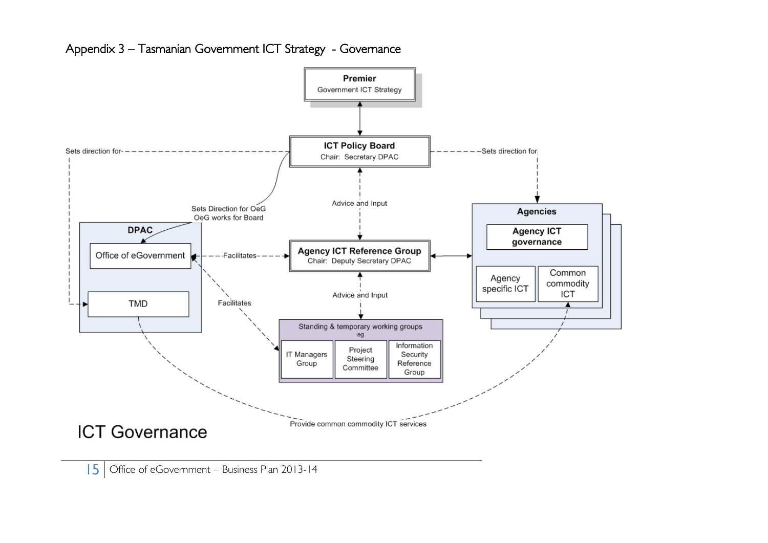# Appendix 3 – Tasmanian Government ICT Strategy - Governance

Premier
Government ICT Strategy

ICT Policy Board
Chair: Secretary DPAC

Sets direction for

Sets direction for

Sets Direction for OeG
OeG works for Board

Advice and Input

DPAC

Office of eGovernment

TMD

Facilitates

Facilitates

Agency ICT Reference Group
Chair: Deputy Secretary DPAC

Advice and Input

Standing & temporary working groups
eg

IT Managers Group

Project Steering Committee

Information Security Reference Group

Agencies

Agency ICT governance

Agency specific ICT

Common commodity ICT

Provide common commodity ICT services

ICT Governance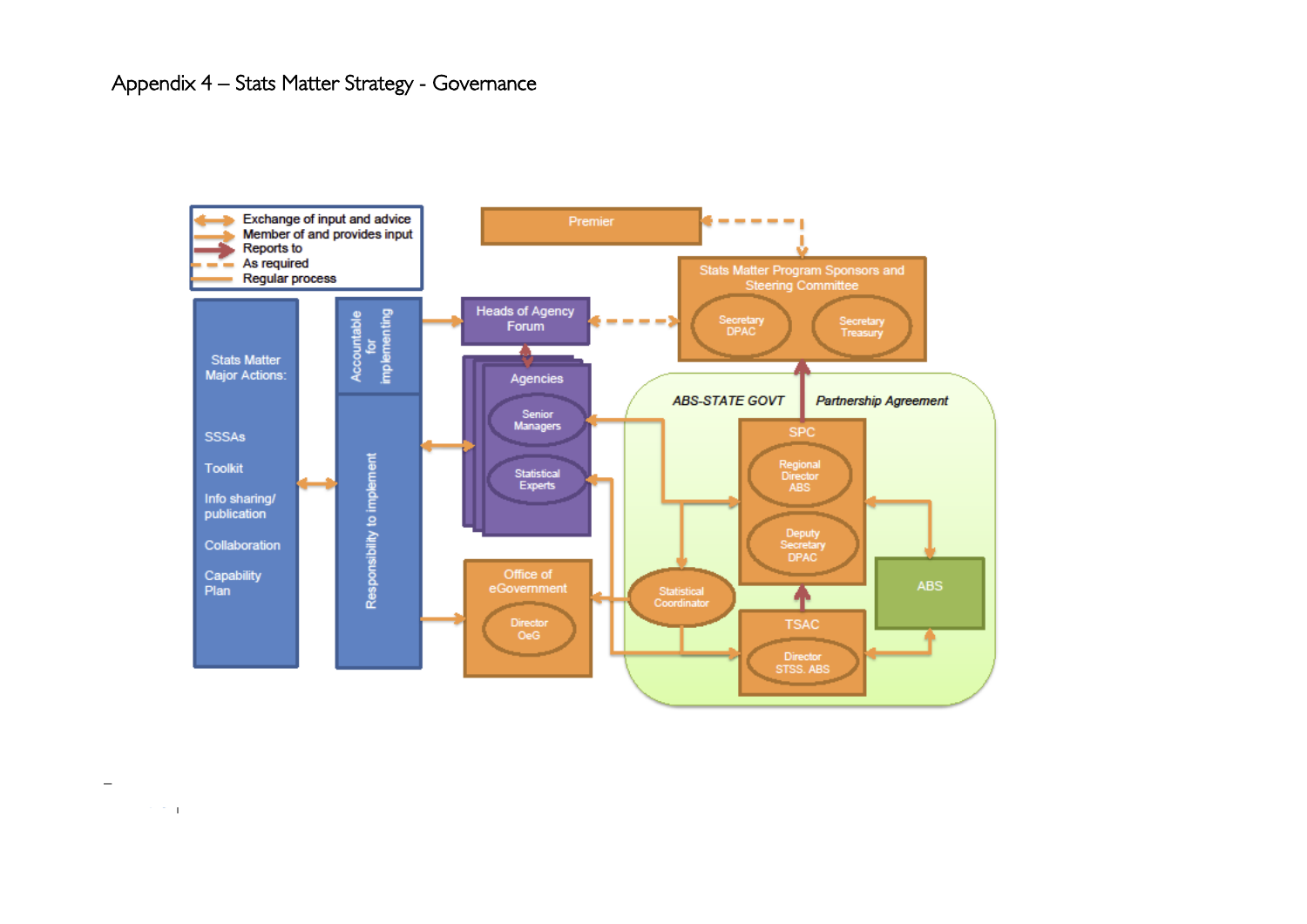# Appendix 4 – Stats Matter Strategy - Governance

Exchange of input and advice
Member of and provides input
Reports to
As required
Regular process

Premier

Stats Matter Program Sponsors and Steering Committee

Secretary DPAC

Secretary Treasury

Heads of Agency Forum

Agencies

Senior Managers

Statistical Experts

Office of eGovernment

Director OeG

Stats Matter Major Actions:

SSSAs

Toolkit

Info sharing/ publication

Collaboration

Capability Plan

Accountable for implementing

Responsibility to implement

ABS-STATE GOVT

Partnership Agreement

SPC

Regional Director ABS

Deputy Secretary DPAC

Statistical Coordinator

TSAC

Director STSS. ABS

ABS